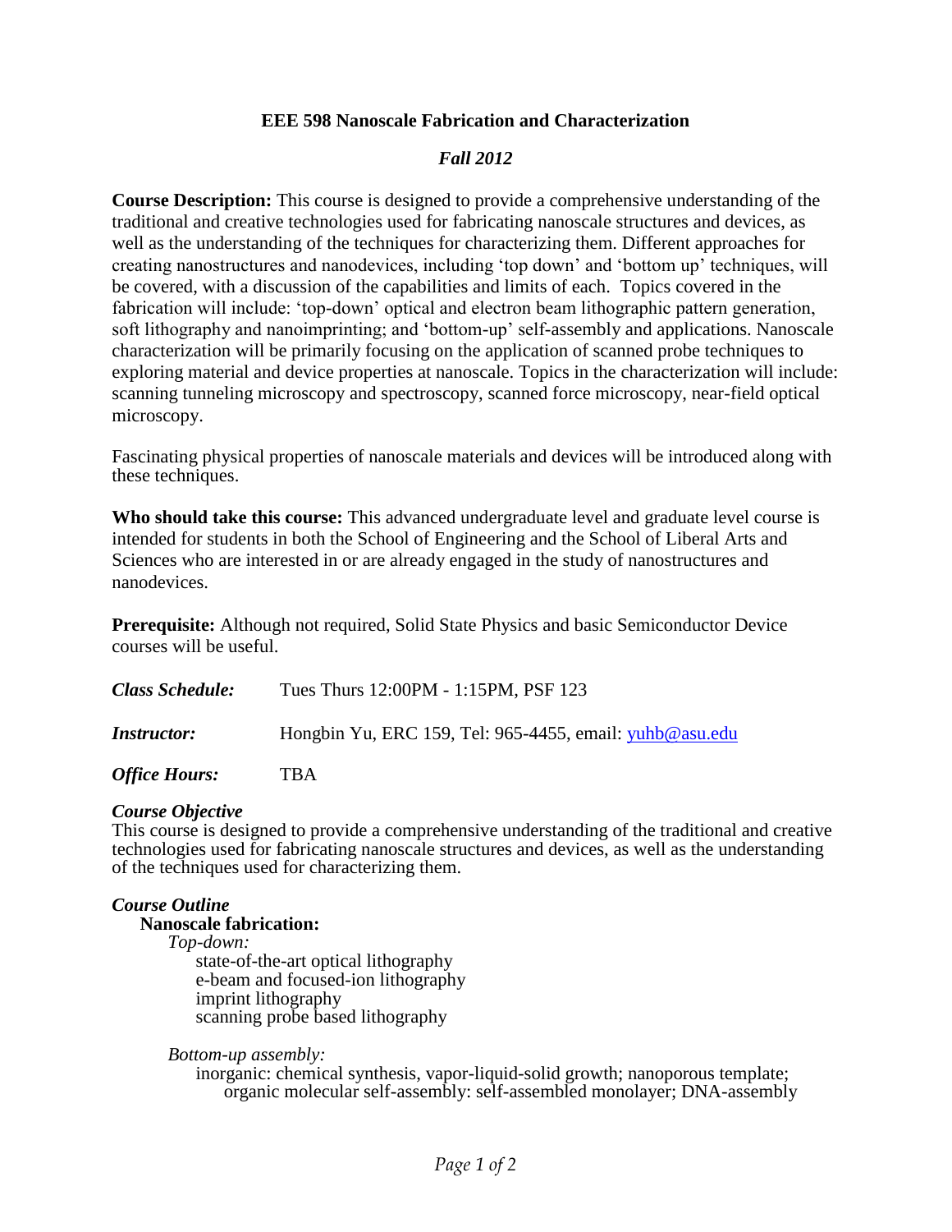# EEE 598 Nanoscale Fabrication and Characterization

## *Fall 2012*

**Course Description:** This course is designed to provide a comprehensive understanding of the traditional and creative technologies used for fabricating nanoscale structures and devices, as well as the understanding of the techniques for characterizing them. Different approaches for creating nanostructures and nanodevices, including 'top down' and 'bottom up' techniques, will be covered, with a discussion of the capabilities and limits of each. Topics covered in the fabrication will include: 'top-down' optical and electron beam lithographic pattern generation, soft lithography and nanoimprinting; and 'bottom-up' self-assembly and applications. Nanoscale characterization will be primarily focusing on the application of scanned probe techniques to exploring material and device properties at nanoscale. Topics in the characterization will include: scanning tunneling microscopy and spectroscopy, scanned force microscopy, near-field optical microscopy.

Fascinating physical properties of nanoscale materials and devices will be introduced along with these techniques.

**Who should take this course:** This advanced undergraduate level and graduate level course is intended for students in both the School of Engineering and the School of Liberal Arts and Sciences who are interested in or are already engaged in the study of nanostructures and nanodevices.

**Prerequisite:** Although not required, Solid State Physics and basic Semiconductor Device courses will be useful.

***Class Schedule:*** Tues Thurs 12:00PM - 1:15PM, PSF 123

***Instructor:*** Hongbin Yu, ERC 159, Tel: 965-4455, email: yuhb@asu.edu

***Office Hours:*** TBA

### *Course Objective*

This course is designed to provide a comprehensive understanding of the traditional and creative technologies used for fabricating nanoscale structures and devices, as well as the understanding of the techniques used for characterizing them.

### *Course Outline*

**Nanoscale fabrication:**

*Top-down:*
- state-of-the-art optical lithography
- e-beam and focused-ion lithography
- imprint lithography
- scanning probe based lithography

*Bottom-up assembly:*
- inorganic: chemical synthesis, vapor-liquid-solid growth; nanoporous template;
  - organic molecular self-assembly: self-assembled monolayer; DNA-assembly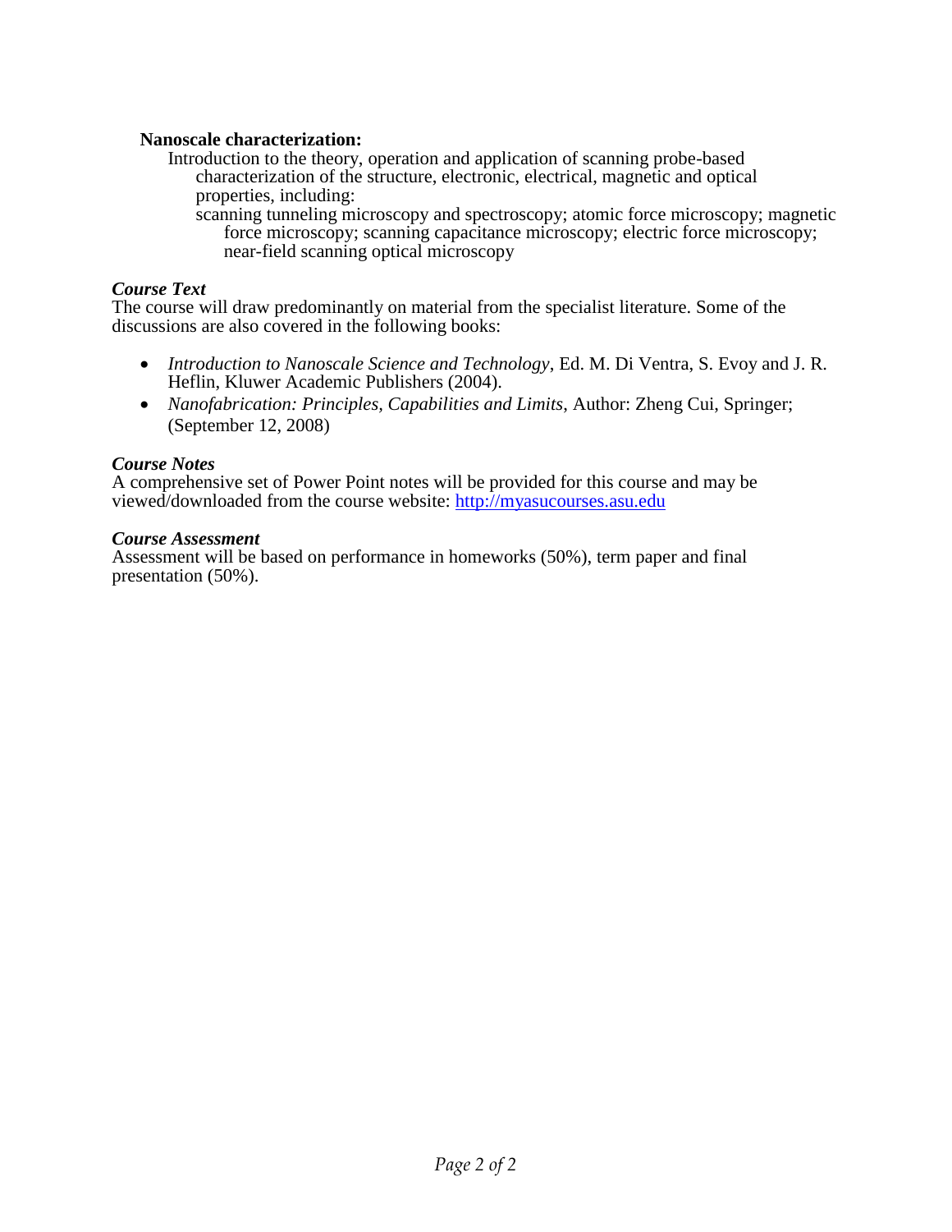**Nanoscale characterization:**

Introduction to the theory, operation and application of scanning probe-based characterization of the structure, electronic, electrical, magnetic and optical properties, including:

scanning tunneling microscopy and spectroscopy; atomic force microscopy; magnetic force microscopy; scanning capacitance microscopy; electric force microscopy; near-field scanning optical microscopy

***Course Text***

The course will draw predominantly on material from the specialist literature. Some of the discussions are also covered in the following books:

- *Introduction to Nanoscale Science and Technology*, Ed. M. Di Ventra, S. Evoy and J. R. Heflin, Kluwer Academic Publishers (2004).
- *Nanofabrication: Principles, Capabilities and Limits*, Author: Zheng Cui, Springer; (September 12, 2008)

***Course Notes***

A comprehensive set of Power Point notes will be provided for this course and may be viewed/downloaded from the course website: [http://myasucourses.asu.edu](http://myasucourses.asu.edu)

***Course Assessment***

Assessment will be based on performance in homeworks (50%), term paper and final presentation (50%).